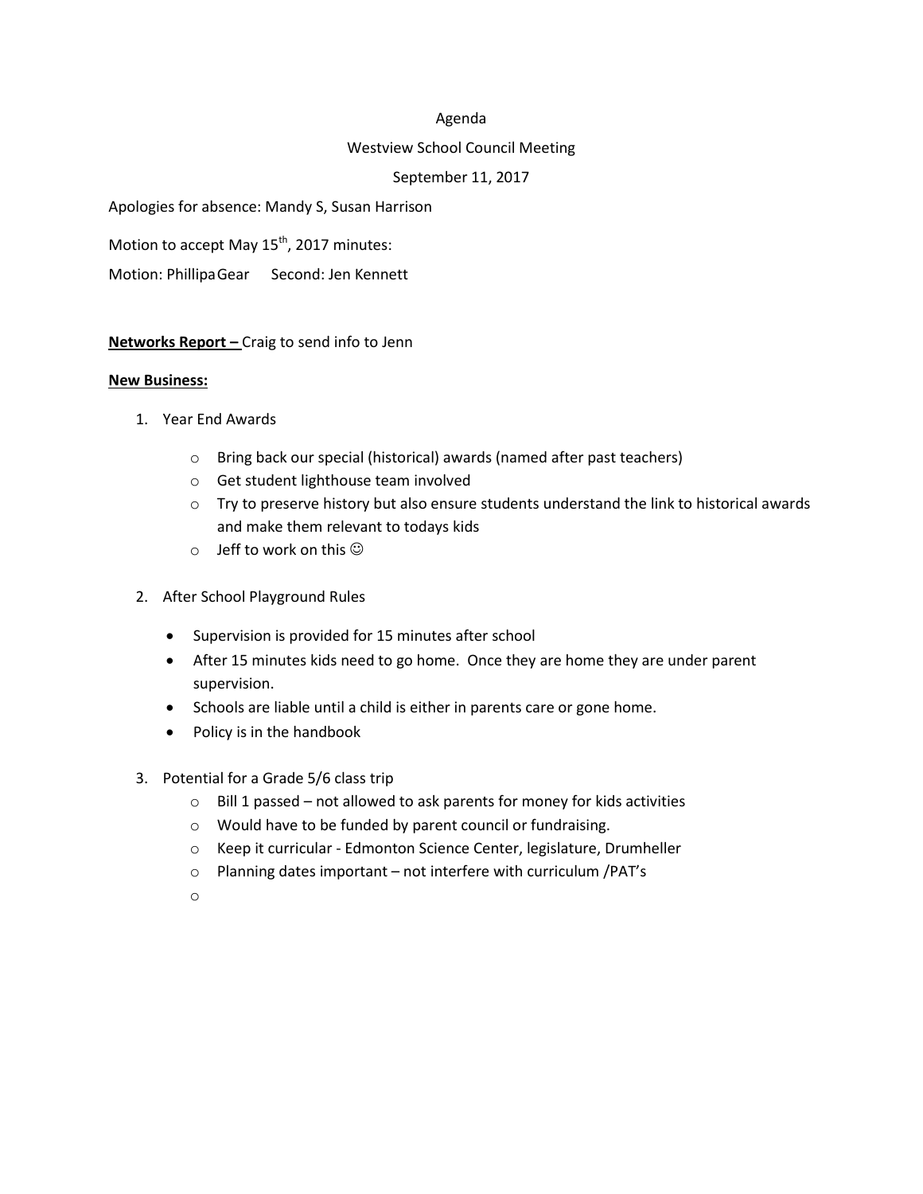Agenda

Westview School Council Meeting

September 11, 2017

Apologies for absence: Mandy S, Susan Harrison

Motion to accept May 15th, 2017 minutes:

Motion: PhillipaGear   Second: Jen Kennett

**Networks Report –** Craig to send info to Jenn

**New Business:**

1. Year End Awards
   - Bring back our special (historical) awards (named after past teachers)
   - Get student lighthouse team involved
   - Try to preserve history but also ensure students understand the link to historical awards and make them relevant to todays kids
   - Jeff to work on this ☺

2. After School Playground Rules
   - Supervision is provided for 15 minutes after school
   - After 15 minutes kids need to go home. Once they are home they are under parent supervision.
   - Schools are liable until a child is either in parents care or gone home.
   - Policy is in the handbook

3. Potential for a Grade 5/6 class trip
   - Bill 1 passed – not allowed to ask parents for money for kids activities
   - Would have to be funded by parent council or fundraising.
   - Keep it curricular - Edmonton Science Center, legislature, Drumheller
   - Planning dates important – not interfere with curriculum /PAT's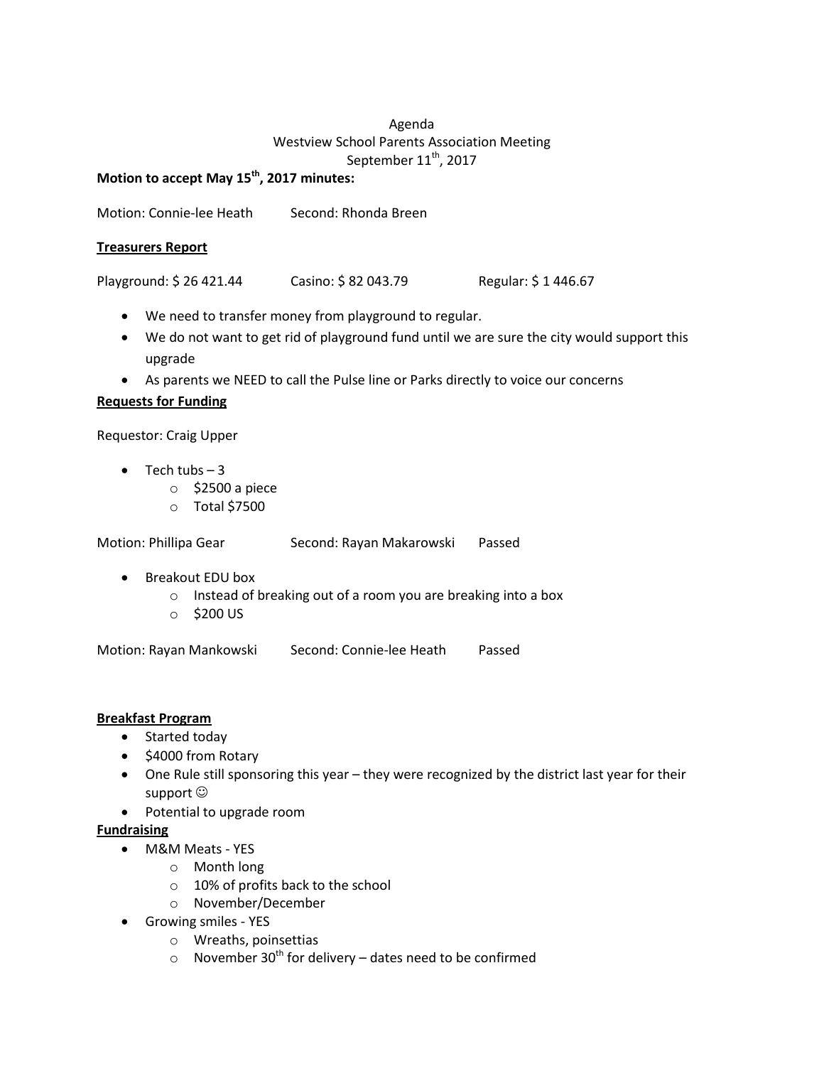Agenda
Westview School Parents Association Meeting
September 11th, 2017

**Motion to accept May 15th, 2017 minutes:**

Motion: Connie-lee Heath Second: Rhonda Breen

**Treasurers Report**

Playground: $ 26 421.44 Casino: $ 82 043.79 Regular: $ 1 446.67

- We need to transfer money from playground to regular.
- We do not want to get rid of playground fund until we are sure the city would support this upgrade
- As parents we NEED to call the Pulse line or Parks directly to voice our concerns

**Requests for Funding**

Requestor: Craig Upper

- Tech tubs – 3
  - $2500 a piece
  - Total $7500

Motion: Phillipa Gear Second: Rayan Makarowski Passed

- Breakout EDU box
  - Instead of breaking out of a room you are breaking into a box
  - $200 US

Motion: Rayan Mankowski Second: Connie-lee Heath Passed

**Breakfast Program**

- Started today
- $4000 from Rotary
- One Rule still sponsoring this year – they were recognized by the district last year for their support ☺
- Potential to upgrade room

**Fundraising**

- M&M Meats - YES
  - Month long
  - 10% of profits back to the school
  - November/December
- Growing smiles - YES
  - Wreaths, poinsettias
  - November 30th for delivery – dates need to be confirmed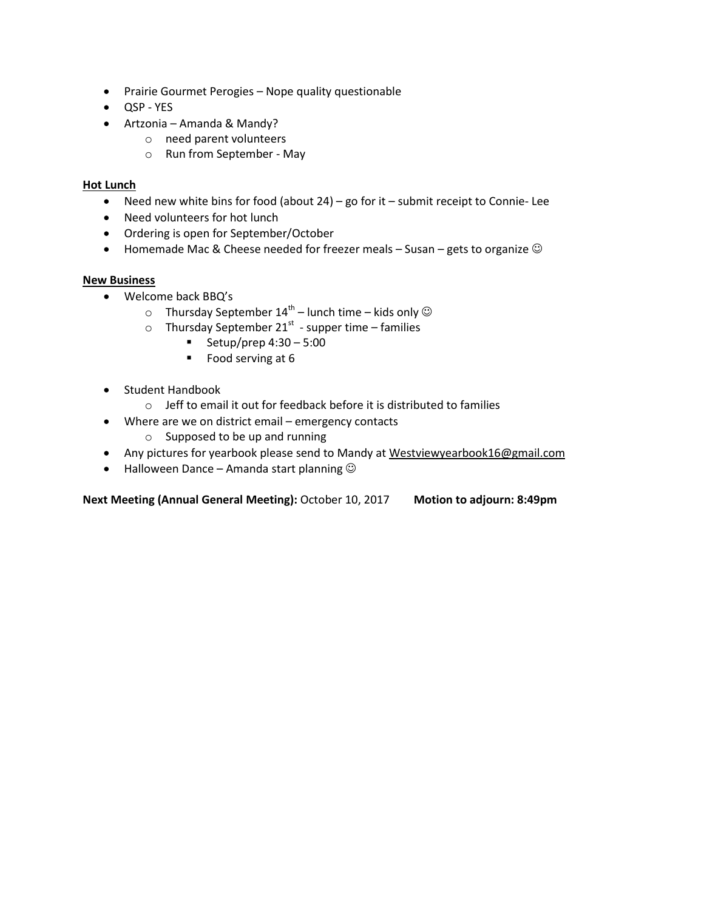- Prairie Gourmet Perogies – Nope quality questionable
- QSP - YES
- Artzonia – Amanda & Mandy?
  - need parent volunteers
  - Run from September - May

**Hot Lunch**

- Need new white bins for food (about 24) – go for it – submit receipt to Connie- Lee
- Need volunteers for hot lunch
- Ordering is open for September/October
- Homemade Mac & Cheese needed for freezer meals – Susan – gets to organize ☺

**New Business**

- Welcome back BBQ's
  - Thursday September 14th – lunch time – kids only ☺
  - Thursday September 21st - supper time – families
    - Setup/prep 4:30 – 5:00
    - Food serving at 6
- Student Handbook
  - Jeff to email it out for feedback before it is distributed to families
- Where are we on district email – emergency contacts
  - Supposed to be up and running
- Any pictures for yearbook please send to Mandy at Westviewyearbook16@gmail.com
- Halloween Dance – Amanda start planning ☺

**Next Meeting (Annual General Meeting):** October 10, 2017 **Motion to adjourn: 8:49pm**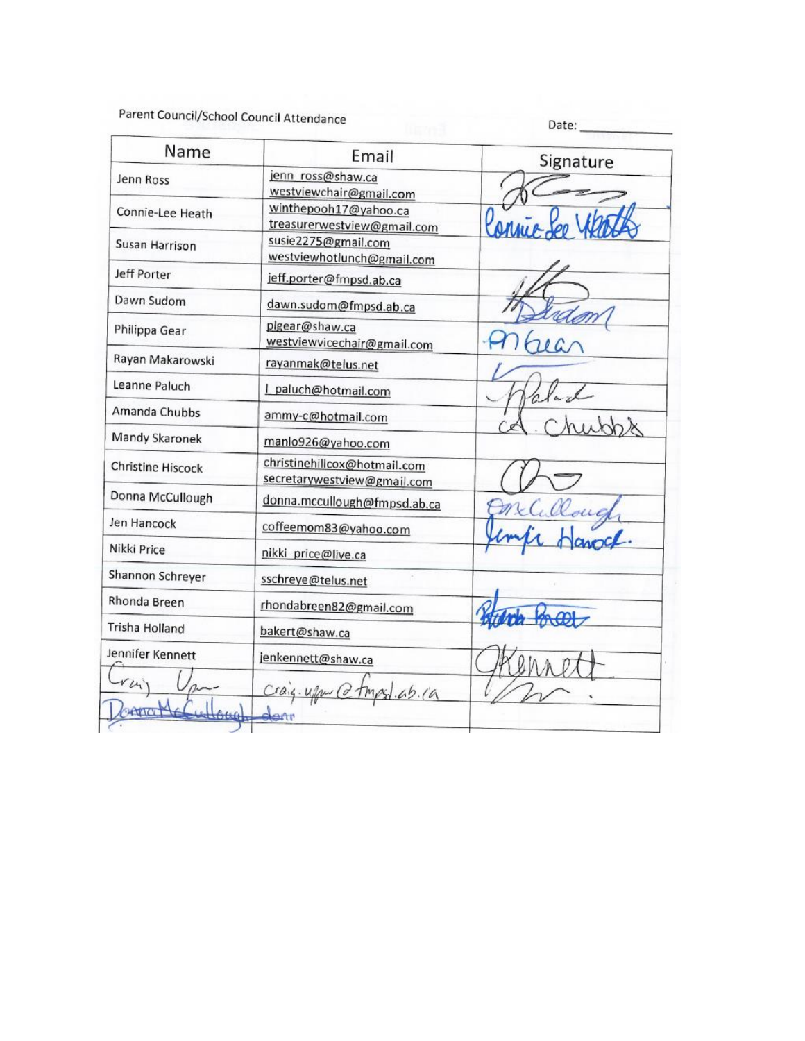Parent Council/School Council Attendance

Date: ___________

| Name | Email | Signature |
| --- | --- | --- |
| Jenn Ross | jenn_ross@shaw.ca<br>westviewchair@gmail.com | |
| Connie-Lee Heath | winthepooh17@yahoo.ca<br>treasurerwestview@gmail.com | Connie-Lee Heath |
| Susan Harrison | susie2275@gmail.com<br>westviewhotlunch@gmail.com | |
| Jeff Porter | jeff.porter@fmpsd.ab.ca | |
| Dawn Sudom | dawn.sudom@fmpsd.ab.ca | DSudom |
| Philippa Gear | plgear@shaw.ca<br>westviewvicechair@gmail.com | P Gear |
| Rayan Makarowski | rayanmak@telus.net | |
| Leanne Paluch | l_paluch@hotmail.com | Paluch |
| Amanda Chubbs | ammy-c@hotmail.com | A. Chubbs |
| Mandy Skaronek | manlo926@yahoo.com | |
| Christine Hiscock | christinehillcox@hotmail.com<br>secretarywestview@gmail.com | |
| Donna McCullough | donna.mccullough@fmpsd.ab.ca | DMcCullough |
| Jen Hancock | coffeemom83@yahoo.com | Jennifer Hancock |
| Nikki Price | nikki_price@live.ca | |
| Shannon Schreyer | sschreye@telus.net | |
| Rhonda Breen | rhondabreen82@gmail.com | Rhonda Breen |
| Trisha Holland | bakert@shaw.ca | |
| Jennifer Kennett | jenkennett@shaw.ca | JKennett |
| Craig Upm | craig.upm@fmpsd.ab.ca | |
| ~~Donna McCullough~~ | ~~donn~~ | |